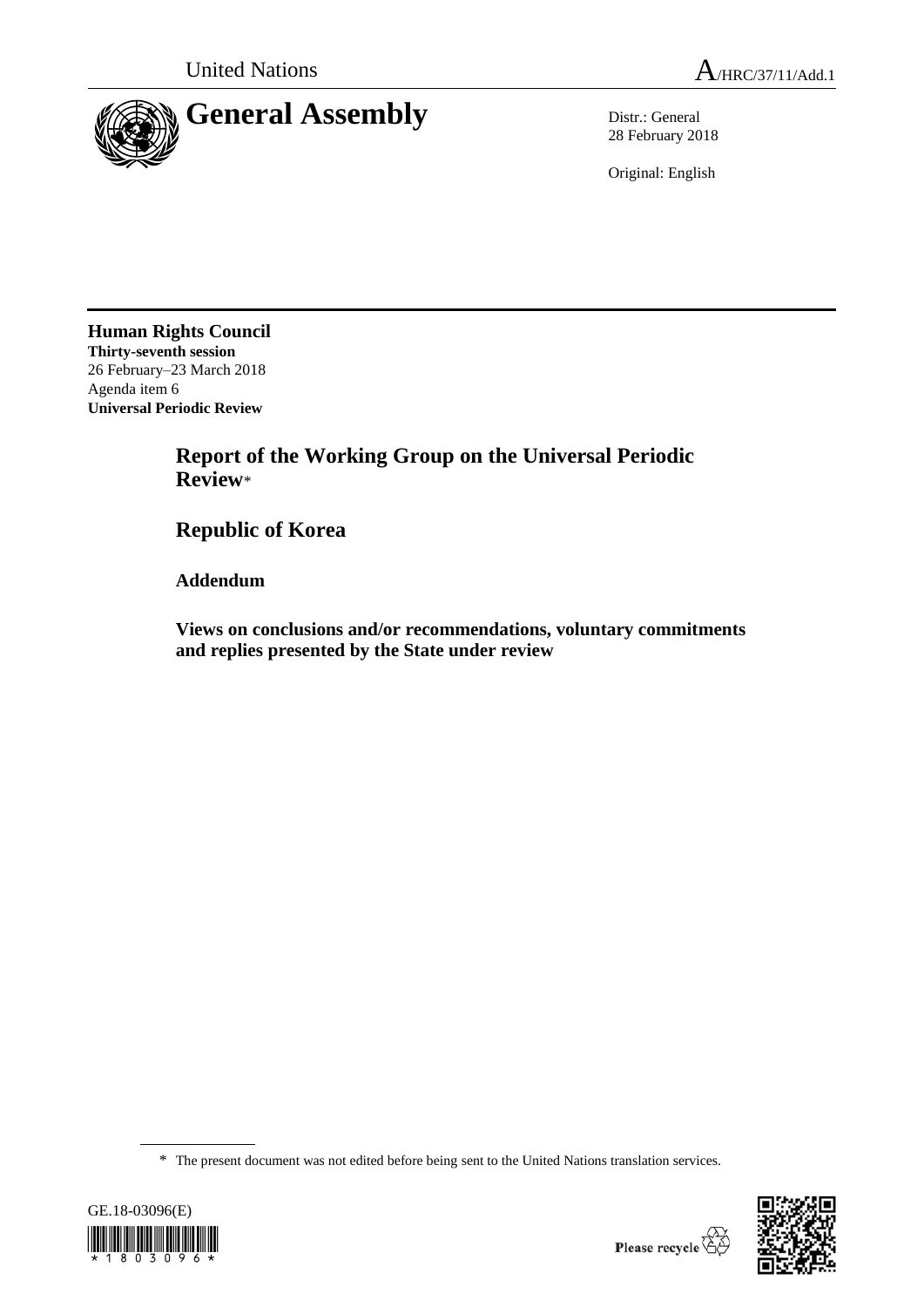United Nations

A/HRC/37/11/Add.1

# General Assembly

Distr.: General
28 February 2018

Original: English

**Human Rights Council**
**Thirty-seventh session**
26 February–23 March 2018
Agenda item 6
**Universal Periodic Review**

## Report of the Working Group on the Universal Periodic Review*

## Republic of Korea

### Addendum

### Views on conclusions and/or recommendations, voluntary commitments and replies presented by the State under review

\* The present document was not edited before being sent to the United Nations translation services.

GE.18-03096(E)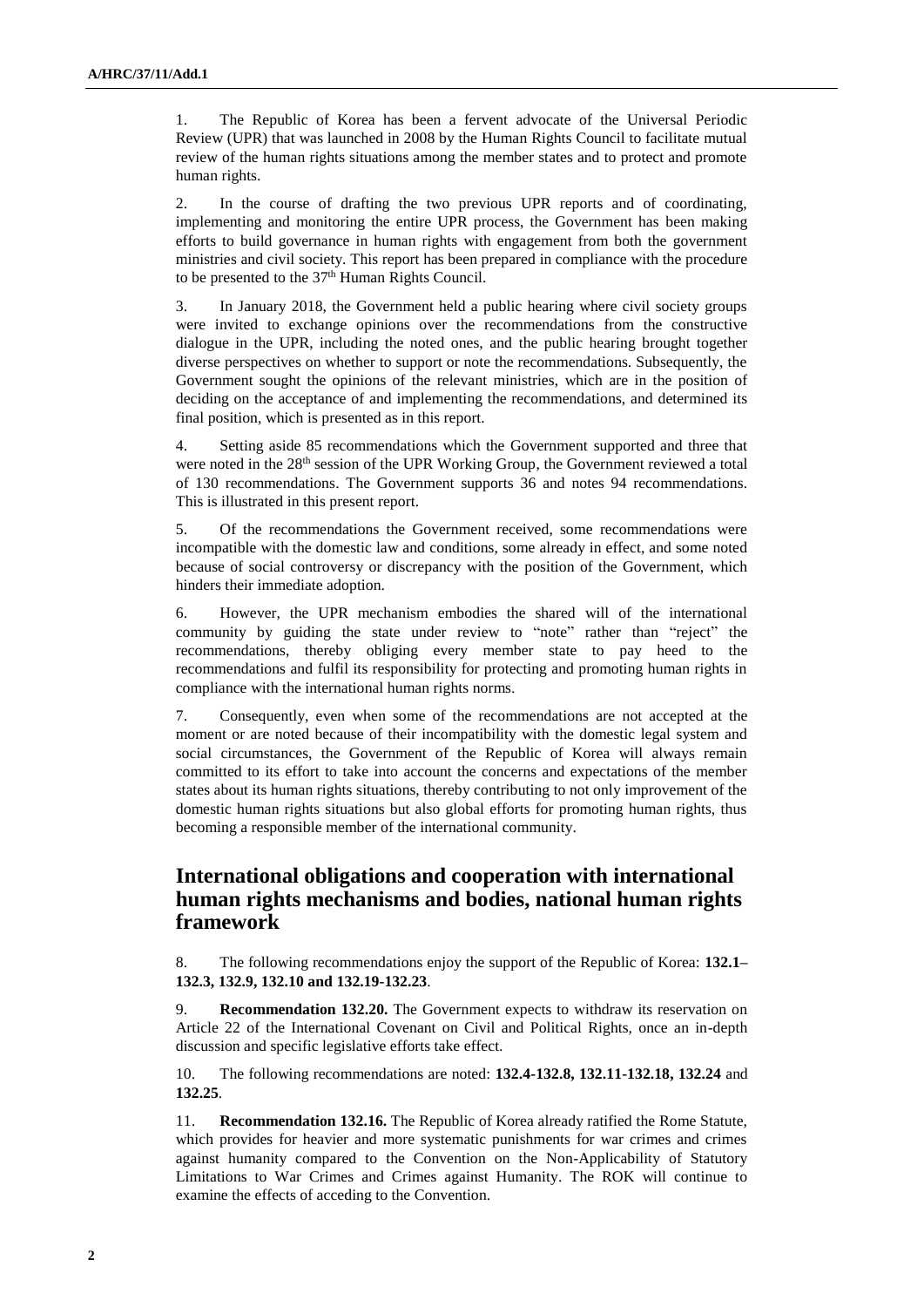1. The Republic of Korea has been a fervent advocate of the Universal Periodic Review (UPR) that was launched in 2008 by the Human Rights Council to facilitate mutual review of the human rights situations among the member states and to protect and promote human rights.

2. In the course of drafting the two previous UPR reports and of coordinating, implementing and monitoring the entire UPR process, the Government has been making efforts to build governance in human rights with engagement from both the government ministries and civil society. This report has been prepared in compliance with the procedure to be presented to the 37th Human Rights Council.

3. In January 2018, the Government held a public hearing where civil society groups were invited to exchange opinions over the recommendations from the constructive dialogue in the UPR, including the noted ones, and the public hearing brought together diverse perspectives on whether to support or note the recommendations. Subsequently, the Government sought the opinions of the relevant ministries, which are in the position of deciding on the acceptance of and implementing the recommendations, and determined its final position, which is presented as in this report.

4. Setting aside 85 recommendations which the Government supported and three that were noted in the 28th session of the UPR Working Group, the Government reviewed a total of 130 recommendations. The Government supports 36 and notes 94 recommendations. This is illustrated in this present report.

5. Of the recommendations the Government received, some recommendations were incompatible with the domestic law and conditions, some already in effect, and some noted because of social controversy or discrepancy with the position of the Government, which hinders their immediate adoption.

6. However, the UPR mechanism embodies the shared will of the international community by guiding the state under review to "note" rather than "reject" the recommendations, thereby obliging every member state to pay heed to the recommendations and fulfil its responsibility for protecting and promoting human rights in compliance with the international human rights norms.

7. Consequently, even when some of the recommendations are not accepted at the moment or are noted because of their incompatibility with the domestic legal system and social circumstances, the Government of the Republic of Korea will always remain committed to its effort to take into account the concerns and expectations of the member states about its human rights situations, thereby contributing to not only improvement of the domestic human rights situations but also global efforts for promoting human rights, thus becoming a responsible member of the international community.

## International obligations and cooperation with international human rights mechanisms and bodies, national human rights framework

8. The following recommendations enjoy the support of the Republic of Korea: **132.1–132.3, 132.9, 132.10 and 132.19-132.23**.

9. **Recommendation 132.20.** The Government expects to withdraw its reservation on Article 22 of the International Covenant on Civil and Political Rights, once an in-depth discussion and specific legislative efforts take effect.

10. The following recommendations are noted: **132.4-132.8, 132.11-132.18, 132.24** and **132.25**.

11. **Recommendation 132.16.** The Republic of Korea already ratified the Rome Statute, which provides for heavier and more systematic punishments for war crimes and crimes against humanity compared to the Convention on the Non-Applicability of Statutory Limitations to War Crimes and Crimes against Humanity. The ROK will continue to examine the effects of acceding to the Convention.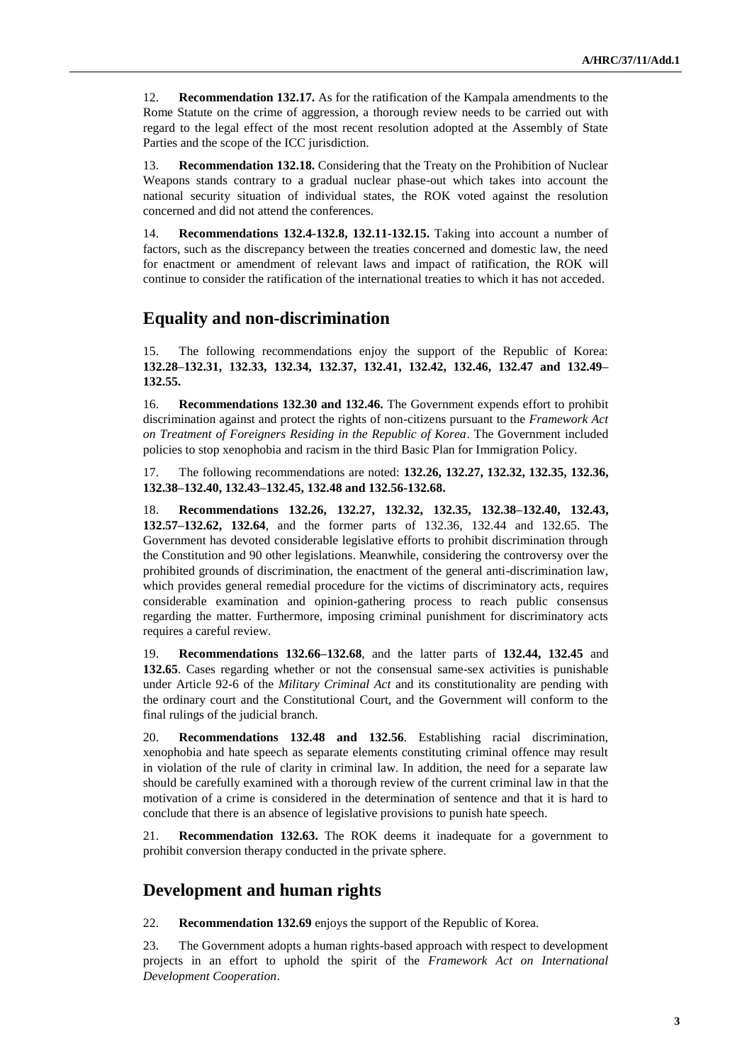12. **Recommendation 132.17.** As for the ratification of the Kampala amendments to the Rome Statute on the crime of aggression, a thorough review needs to be carried out with regard to the legal effect of the most recent resolution adopted at the Assembly of State Parties and the scope of the ICC jurisdiction.

13. **Recommendation 132.18.** Considering that the Treaty on the Prohibition of Nuclear Weapons stands contrary to a gradual nuclear phase-out which takes into account the national security situation of individual states, the ROK voted against the resolution concerned and did not attend the conferences.

14. **Recommendations 132.4-132.8, 132.11-132.15.** Taking into account a number of factors, such as the discrepancy between the treaties concerned and domestic law, the need for enactment or amendment of relevant laws and impact of ratification, the ROK will continue to consider the ratification of the international treaties to which it has not acceded.

## Equality and non-discrimination

15. The following recommendations enjoy the support of the Republic of Korea: **132.28–132.31, 132.33, 132.34, 132.37, 132.41, 132.42, 132.46, 132.47 and 132.49–132.55.**

16. **Recommendations 132.30 and 132.46.** The Government expends effort to prohibit discrimination against and protect the rights of non-citizens pursuant to the *Framework Act on Treatment of Foreigners Residing in the Republic of Korea*. The Government included policies to stop xenophobia and racism in the third Basic Plan for Immigration Policy.

17. The following recommendations are noted: **132.26, 132.27, 132.32, 132.35, 132.36, 132.38–132.40, 132.43–132.45, 132.48 and 132.56-132.68.**

18. **Recommendations 132.26, 132.27, 132.32, 132.35, 132.38–132.40, 132.43, 132.57–132.62, 132.64**, and the former parts of 132.36, 132.44 and 132.65. The Government has devoted considerable legislative efforts to prohibit discrimination through the Constitution and 90 other legislations. Meanwhile, considering the controversy over the prohibited grounds of discrimination, the enactment of the general anti-discrimination law, which provides general remedial procedure for the victims of discriminatory acts, requires considerable examination and opinion-gathering process to reach public consensus regarding the matter. Furthermore, imposing criminal punishment for discriminatory acts requires a careful review.

19. **Recommendations 132.66–132.68**, and the latter parts of **132.44, 132.45** and **132.65**. Cases regarding whether or not the consensual same-sex activities is punishable under Article 92-6 of the *Military Criminal Act* and its constitutionality are pending with the ordinary court and the Constitutional Court, and the Government will conform to the final rulings of the judicial branch.

20. **Recommendations 132.48 and 132.56**. Establishing racial discrimination, xenophobia and hate speech as separate elements constituting criminal offence may result in violation of the rule of clarity in criminal law. In addition, the need for a separate law should be carefully examined with a thorough review of the current criminal law in that the motivation of a crime is considered in the determination of sentence and that it is hard to conclude that there is an absence of legislative provisions to punish hate speech.

21. **Recommendation 132.63.** The ROK deems it inadequate for a government to prohibit conversion therapy conducted in the private sphere.

## Development and human rights

22. **Recommendation 132.69** enjoys the support of the Republic of Korea.

23. The Government adopts a human rights-based approach with respect to development projects in an effort to uphold the spirit of the *Framework Act on International Development Cooperation*.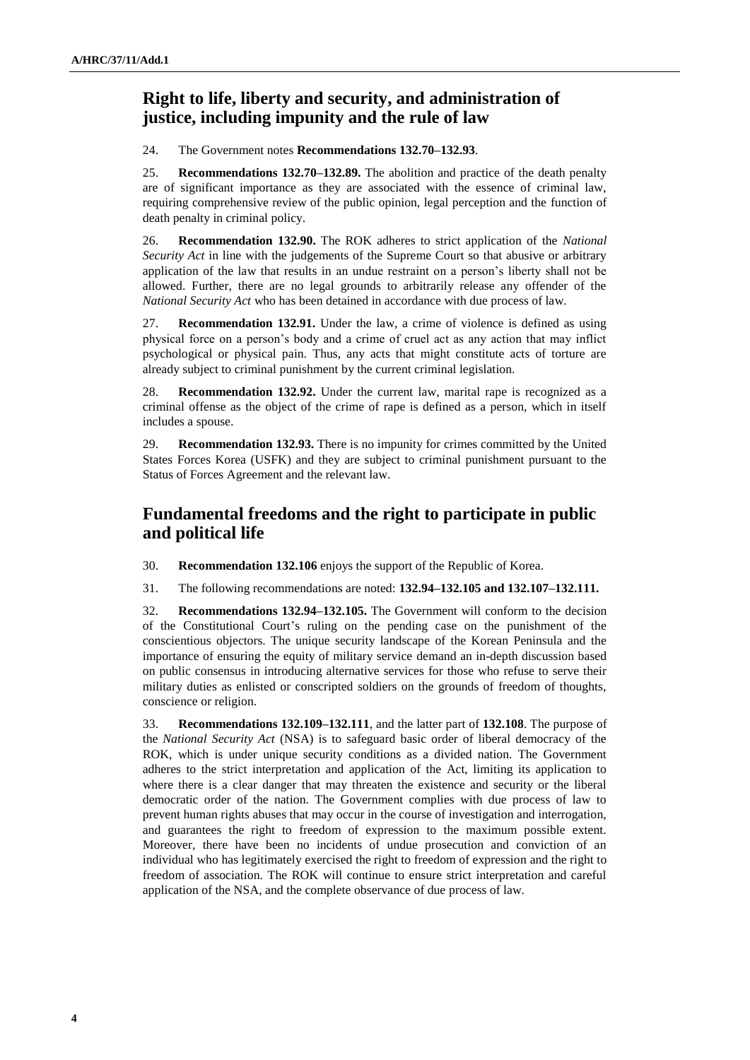## Right to life, liberty and security, and administration of justice, including impunity and the rule of law

24. The Government notes **Recommendations 132.70–132.93**.

25. **Recommendations 132.70–132.89.** The abolition and practice of the death penalty are of significant importance as they are associated with the essence of criminal law, requiring comprehensive review of the public opinion, legal perception and the function of death penalty in criminal policy.

26. **Recommendation 132.90.** The ROK adheres to strict application of the *National Security Act* in line with the judgements of the Supreme Court so that abusive or arbitrary application of the law that results in an undue restraint on a person's liberty shall not be allowed. Further, there are no legal grounds to arbitrarily release any offender of the *National Security Act* who has been detained in accordance with due process of law.

27. **Recommendation 132.91.** Under the law, a crime of violence is defined as using physical force on a person's body and a crime of cruel act as any action that may inflict psychological or physical pain. Thus, any acts that might constitute acts of torture are already subject to criminal punishment by the current criminal legislation.

28. **Recommendation 132.92.** Under the current law, marital rape is recognized as a criminal offense as the object of the crime of rape is defined as a person, which in itself includes a spouse.

29. **Recommendation 132.93.** There is no impunity for crimes committed by the United States Forces Korea (USFK) and they are subject to criminal punishment pursuant to the Status of Forces Agreement and the relevant law.

## Fundamental freedoms and the right to participate in public and political life

30. **Recommendation 132.106** enjoys the support of the Republic of Korea.

31. The following recommendations are noted: **132.94–132.105 and 132.107–132.111.**

32. **Recommendations 132.94–132.105.** The Government will conform to the decision of the Constitutional Court's ruling on the pending case on the punishment of the conscientious objectors. The unique security landscape of the Korean Peninsula and the importance of ensuring the equity of military service demand an in-depth discussion based on public consensus in introducing alternative services for those who refuse to serve their military duties as enlisted or conscripted soldiers on the grounds of freedom of thoughts, conscience or religion.

33. **Recommendations 132.109–132.111**, and the latter part of **132.108**. The purpose of the *National Security Act* (NSA) is to safeguard basic order of liberal democracy of the ROK, which is under unique security conditions as a divided nation. The Government adheres to the strict interpretation and application of the Act, limiting its application to where there is a clear danger that may threaten the existence and security or the liberal democratic order of the nation. The Government complies with due process of law to prevent human rights abuses that may occur in the course of investigation and interrogation, and guarantees the right to freedom of expression to the maximum possible extent. Moreover, there have been no incidents of undue prosecution and conviction of an individual who has legitimately exercised the right to freedom of expression and the right to freedom of association. The ROK will continue to ensure strict interpretation and careful application of the NSA, and the complete observance of due process of law.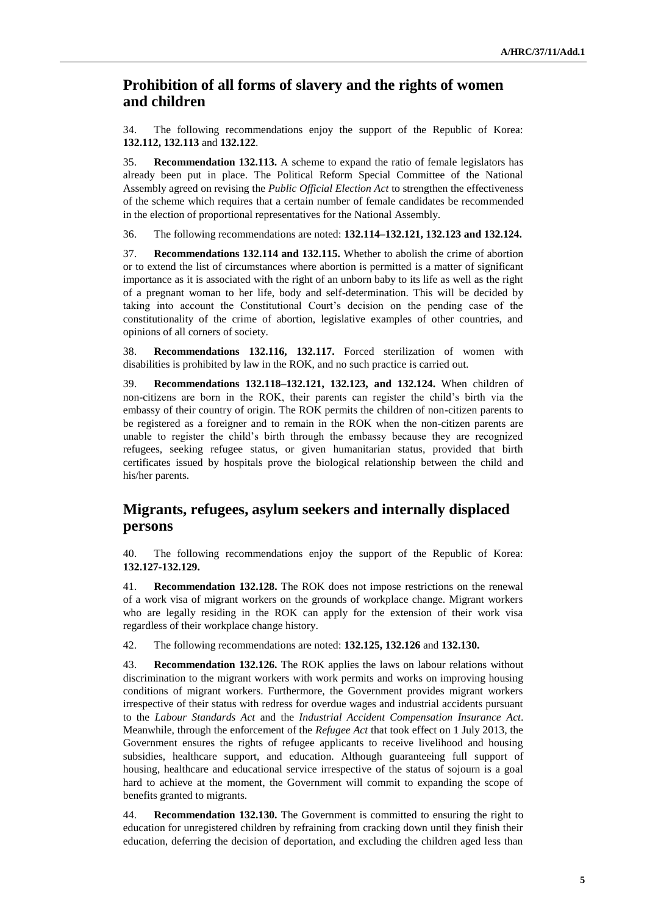## Prohibition of all forms of slavery and the rights of women and children

34. The following recommendations enjoy the support of the Republic of Korea: **132.112, 132.113** and **132.122**.

35. **Recommendation 132.113.** A scheme to expand the ratio of female legislators has already been put in place. The Political Reform Special Committee of the National Assembly agreed on revising the *Public Official Election Act* to strengthen the effectiveness of the scheme which requires that a certain number of female candidates be recommended in the election of proportional representatives for the National Assembly.

36. The following recommendations are noted: **132.114–132.121, 132.123 and 132.124.**

37. **Recommendations 132.114 and 132.115.** Whether to abolish the crime of abortion or to extend the list of circumstances where abortion is permitted is a matter of significant importance as it is associated with the right of an unborn baby to its life as well as the right of a pregnant woman to her life, body and self-determination. This will be decided by taking into account the Constitutional Court's decision on the pending case of the constitutionality of the crime of abortion, legislative examples of other countries, and opinions of all corners of society.

38. **Recommendations 132.116, 132.117.** Forced sterilization of women with disabilities is prohibited by law in the ROK, and no such practice is carried out.

39. **Recommendations 132.118–132.121, 132.123, and 132.124.** When children of non-citizens are born in the ROK, their parents can register the child's birth via the embassy of their country of origin. The ROK permits the children of non-citizen parents to be registered as a foreigner and to remain in the ROK when the non-citizen parents are unable to register the child's birth through the embassy because they are recognized refugees, seeking refugee status, or given humanitarian status, provided that birth certificates issued by hospitals prove the biological relationship between the child and his/her parents.

## Migrants, refugees, asylum seekers and internally displaced persons

40. The following recommendations enjoy the support of the Republic of Korea: **132.127-132.129.**

41. **Recommendation 132.128.** The ROK does not impose restrictions on the renewal of a work visa of migrant workers on the grounds of workplace change. Migrant workers who are legally residing in the ROK can apply for the extension of their work visa regardless of their workplace change history.

42. The following recommendations are noted: **132.125, 132.126** and **132.130.**

43. **Recommendation 132.126.** The ROK applies the laws on labour relations without discrimination to the migrant workers with work permits and works on improving housing conditions of migrant workers. Furthermore, the Government provides migrant workers irrespective of their status with redress for overdue wages and industrial accidents pursuant to the *Labour Standards Act* and the *Industrial Accident Compensation Insurance Act*. Meanwhile, through the enforcement of the *Refugee Act* that took effect on 1 July 2013, the Government ensures the rights of refugee applicants to receive livelihood and housing subsidies, healthcare support, and education. Although guaranteeing full support of housing, healthcare and educational service irrespective of the status of sojourn is a goal hard to achieve at the moment, the Government will commit to expanding the scope of benefits granted to migrants.

44. **Recommendation 132.130.** The Government is committed to ensuring the right to education for unregistered children by refraining from cracking down until they finish their education, deferring the decision of deportation, and excluding the children aged less than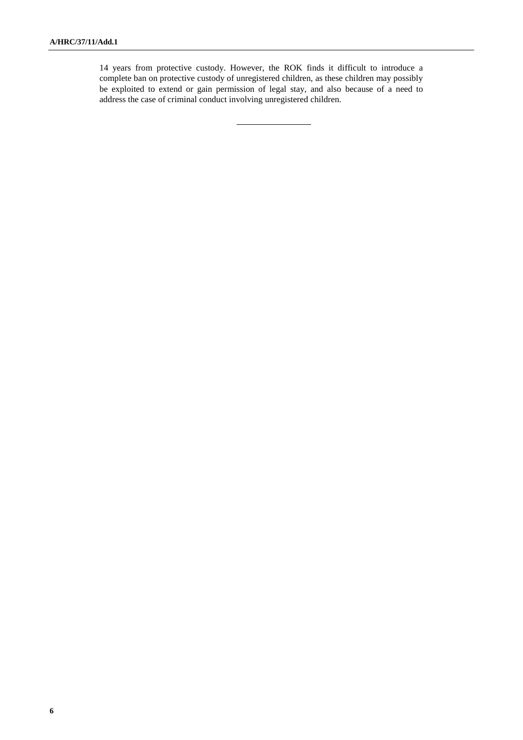14 years from protective custody. However, the ROK finds it difficult to introduce a complete ban on protective custody of unregistered children, as these children may possibly be exploited to extend or gain permission of legal stay, and also because of a need to address the case of criminal conduct involving unregistered children.